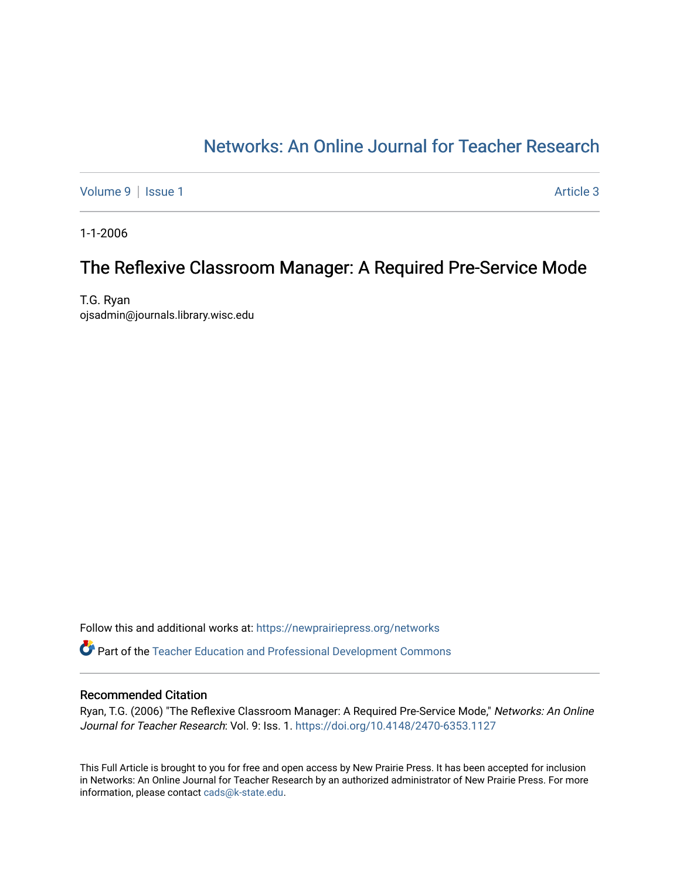# Networks: An Online Journal for Teacher Research

Volume 9 | Issue 1 Article 3

1-1-2006

## The Reflexive Classroom Manager: A Required Pre-Service Mode

T.G. Ryan
ojsadmin@journals.library.wisc.edu

Follow this and additional works at: https://newprairiepress.org/networks

Part of the Teacher Education and Professional Development Commons

### Recommended Citation

Ryan, T.G. (2006) "The Reflexive Classroom Manager: A Required Pre-Service Mode," *Networks: An Online Journal for Teacher Research*: Vol. 9: Iss. 1. https://doi.org/10.4148/2470-6353.1127

This Full Article is brought to you for free and open access by New Prairie Press. It has been accepted for inclusion in Networks: An Online Journal for Teacher Research by an authorized administrator of New Prairie Press. For more information, please contact cads@k-state.edu.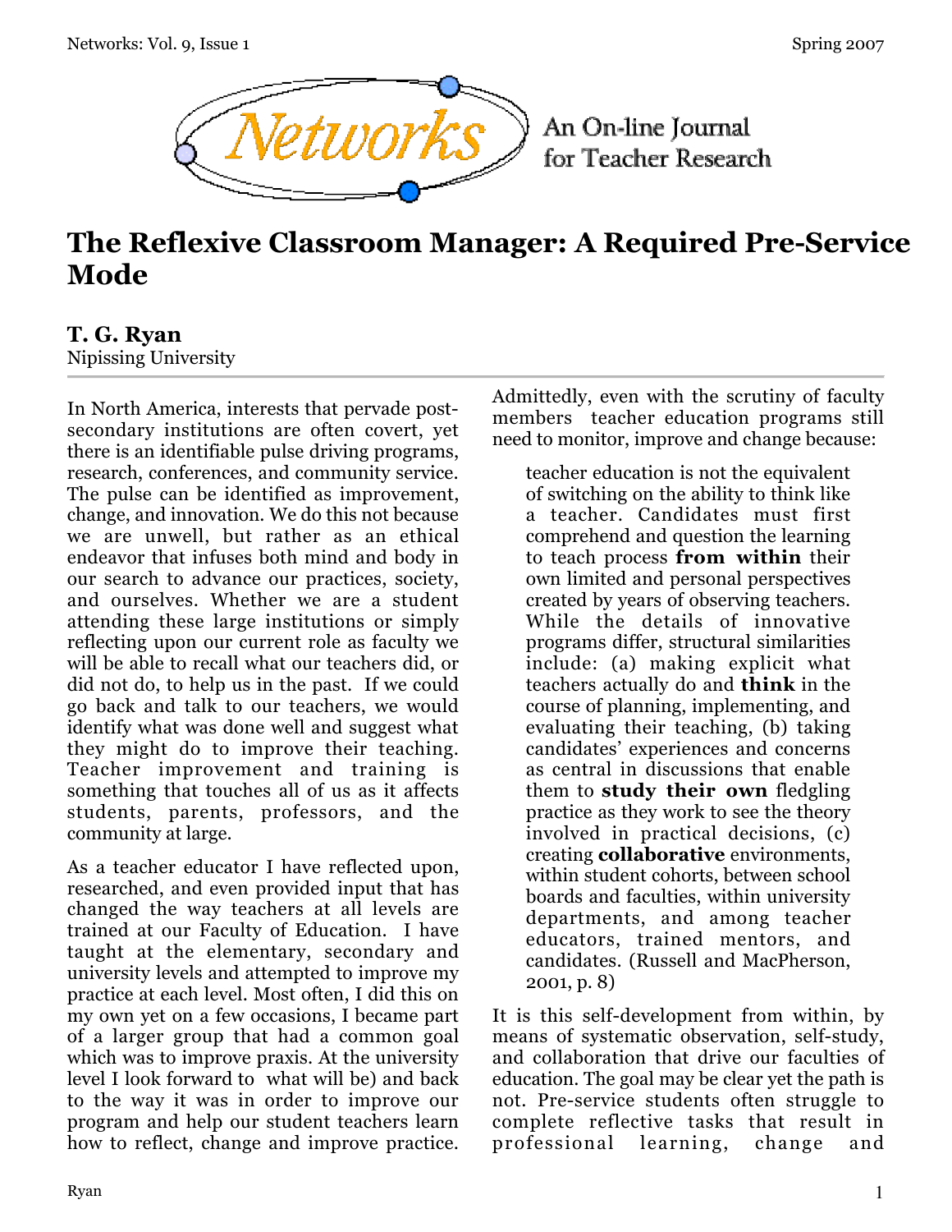# The Reflexive Classroom Manager: A Required Pre-Service Mode

**T. G. Ryan**
Nipissing University

In North America, interests that pervade post-secondary institutions are often covert, yet there is an identifiable pulse driving programs, research, conferences, and community service. The pulse can be identified as improvement, change, and innovation. We do this not because we are unwell, but rather as an ethical endeavor that infuses both mind and body in our search to advance our practices, society, and ourselves. Whether we are a student attending these large institutions or simply reflecting upon our current role as faculty we will be able to recall what our teachers did, or did not do, to help us in the past. If we could go back and talk to our teachers, we would identify what was done well and suggest what they might do to improve their teaching. Teacher improvement and training is something that touches all of us as it affects students, parents, professors, and the community at large.

As a teacher educator I have reflected upon, researched, and even provided input that has changed the way teachers at all levels are trained at our Faculty of Education. I have taught at the elementary, secondary and university levels and attempted to improve my practice at each level. Most often, I did this on my own yet on a few occasions, I became part of a larger group that had a common goal which was to improve praxis. At the university level I look forward to what will be) and back to the way it was in order to improve our program and help our student teachers learn how to reflect, change and improve practice. Admittedly, even with the scrutiny of faculty members teacher education programs still need to monitor, improve and change because:

> teacher education is not the equivalent of switching on the ability to think like a teacher. Candidates must first comprehend and question the learning to teach process **from within** their own limited and personal perspectives created by years of observing teachers. While the details of innovative programs differ, structural similarities include: (a) making explicit what teachers actually do and **think** in the course of planning, implementing, and evaluating their teaching, (b) taking candidates' experiences and concerns as central in discussions that enable them to **study their own** fledgling practice as they work to see the theory involved in practical decisions, (c) creating **collaborative** environments, within student cohorts, between school boards and faculties, within university departments, and among teacher educators, trained mentors, and candidates. (Russell and MacPherson, 2001, p. 8)

It is this self-development from within, by means of systematic observation, self-study, and collaboration that drive our faculties of education. The goal may be clear yet the path is not. Pre-service students often struggle to complete reflective tasks that result in professional learning, change and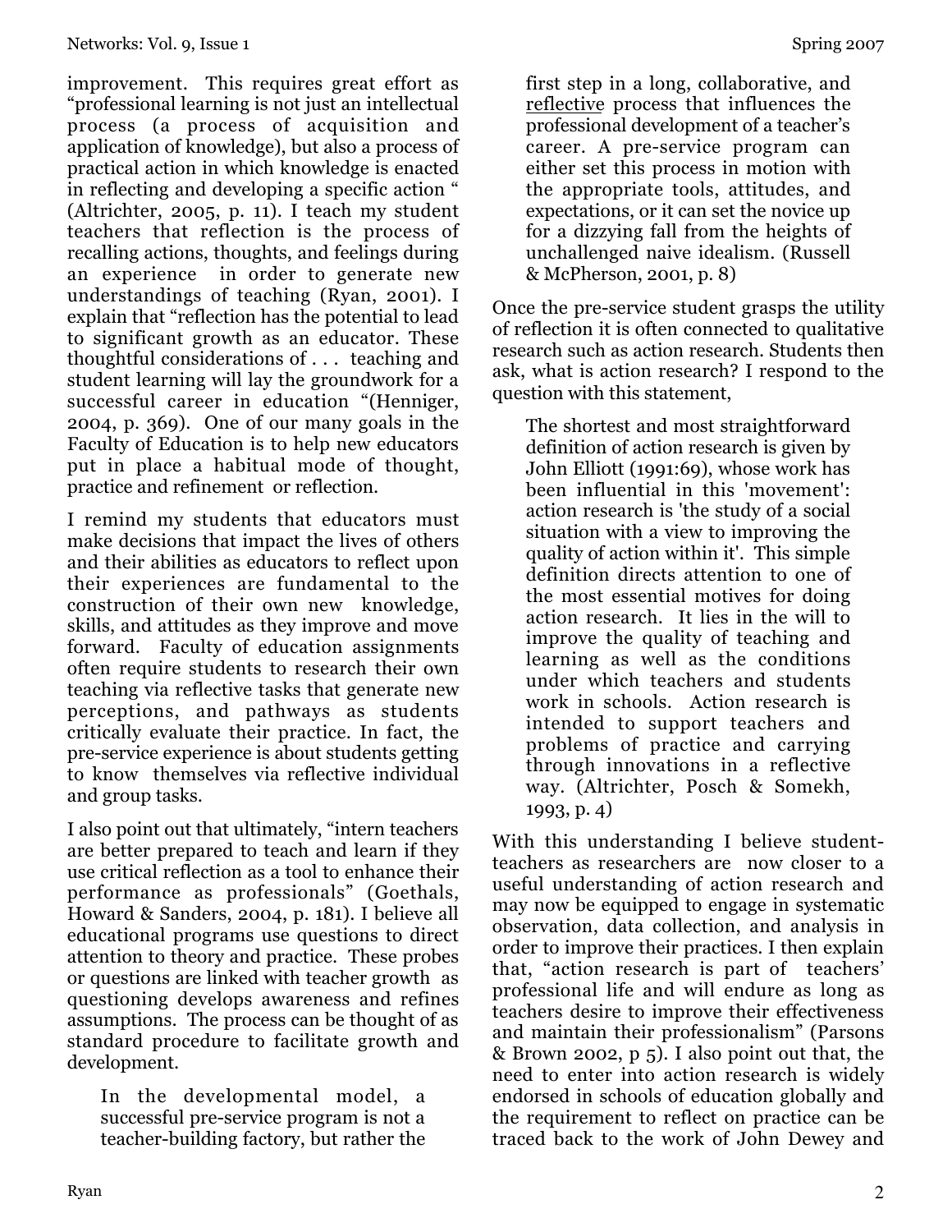improvement. This requires great effort as "professional learning is not just an intellectual process (a process of acquisition and application of knowledge), but also a process of practical action in which knowledge is enacted in reflecting and developing a specific action " (Altrichter, 2005, p. 11). I teach my student teachers that reflection is the process of recalling actions, thoughts, and feelings during an experience in order to generate new understandings of teaching (Ryan, 2001). I explain that "reflection has the potential to lead to significant growth as an educator. These thoughtful considerations of . . . teaching and student learning will lay the groundwork for a successful career in education "(Henniger, 2004, p. 369). One of our many goals in the Faculty of Education is to help new educators put in place a habitual mode of thought, practice and refinement or reflection.

I remind my students that educators must make decisions that impact the lives of others and their abilities as educators to reflect upon their experiences are fundamental to the construction of their own new knowledge, skills, and attitudes as they improve and move forward. Faculty of education assignments often require students to research their own teaching via reflective tasks that generate new perceptions, and pathways as students critically evaluate their practice. In fact, the pre-service experience is about students getting to know themselves via reflective individual and group tasks.

I also point out that ultimately, "intern teachers are better prepared to teach and learn if they use critical reflection as a tool to enhance their performance as professionals" (Goethals, Howard & Sanders, 2004, p. 181). I believe all educational programs use questions to direct attention to theory and practice. These probes or questions are linked with teacher growth as questioning develops awareness and refines assumptions. The process can be thought of as standard procedure to facilitate growth and development.

> In the developmental model, a successful pre-service program is not a teacher-building factory, but rather the first step in a long, collaborative, and reflective process that influences the professional development of a teacher's career. A pre-service program can either set this process in motion with the appropriate tools, attitudes, and expectations, or it can set the novice up for a dizzying fall from the heights of unchallenged naive idealism. (Russell & McPherson, 2001, p. 8)

Once the pre-service student grasps the utility of reflection it is often connected to qualitative research such as action research. Students then ask, what is action research? I respond to the question with this statement,

> The shortest and most straightforward definition of action research is given by John Elliott (1991:69), whose work has been influential in this 'movement': action research is 'the study of a social situation with a view to improving the quality of action within it'. This simple definition directs attention to one of the most essential motives for doing action research. It lies in the will to improve the quality of teaching and learning as well as the conditions under which teachers and students work in schools. Action research is intended to support teachers and problems of practice and carrying through innovations in a reflective way. (Altrichter, Posch & Somekh, 1993, p. 4)

With this understanding I believe student-teachers as researchers are now closer to a useful understanding of action research and may now be equipped to engage in systematic observation, data collection, and analysis in order to improve their practices. I then explain that, "action research is part of teachers' professional life and will endure as long as teachers desire to improve their effectiveness and maintain their professionalism" (Parsons & Brown 2002, p 5). I also point out that, the need to enter into action research is widely endorsed in schools of education globally and the requirement to reflect on practice can be traced back to the work of John Dewey and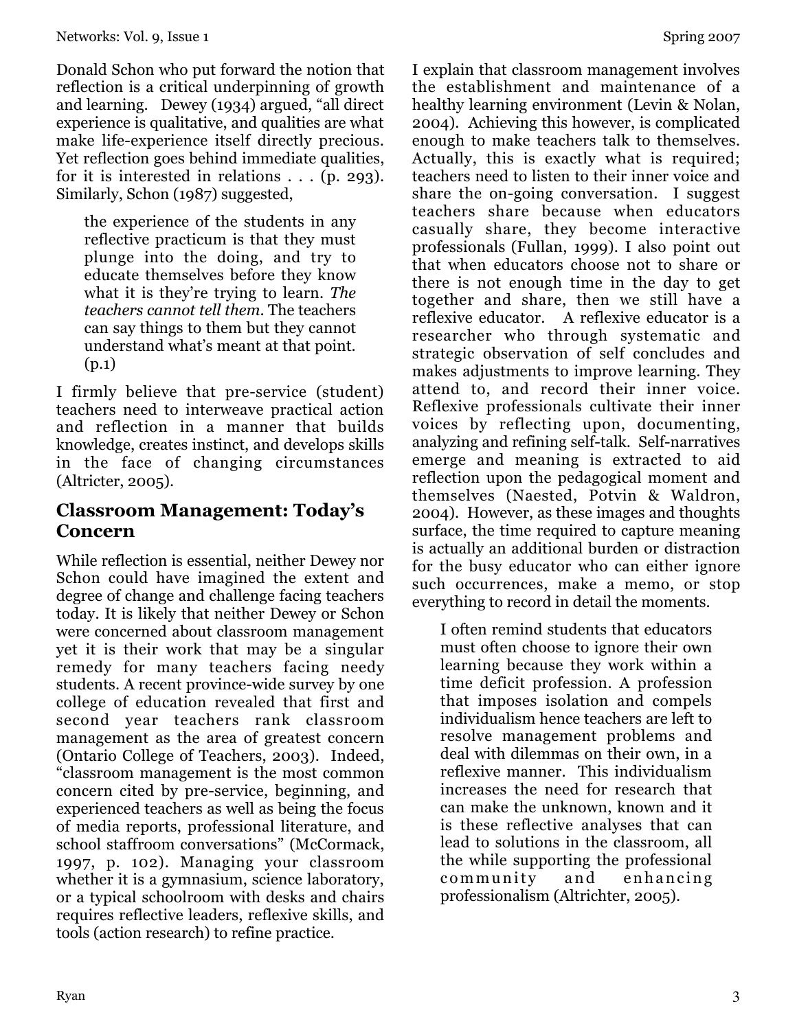Donald Schon who put forward the notion that reflection is a critical underpinning of growth and learning. Dewey (1934) argued, "all direct experience is qualitative, and qualities are what make life-experience itself directly precious. Yet reflection goes behind immediate qualities, for it is interested in relations . . . (p. 293). Similarly, Schon (1987) suggested,

> the experience of the students in any reflective practicum is that they must plunge into the doing, and try to educate themselves before they know what it is they're trying to learn. *The teachers cannot tell them*. The teachers can say things to them but they cannot understand what's meant at that point. (p.1)

I firmly believe that pre-service (student) teachers need to interweave practical action and reflection in a manner that builds knowledge, creates instinct, and develops skills in the face of changing circumstances (Altricter, 2005).

## Classroom Management: Today's Concern

While reflection is essential, neither Dewey nor Schon could have imagined the extent and degree of change and challenge facing teachers today. It is likely that neither Dewey or Schon were concerned about classroom management yet it is their work that may be a singular remedy for many teachers facing needy students. A recent province-wide survey by one college of education revealed that first and second year teachers rank classroom management as the area of greatest concern (Ontario College of Teachers, 2003). Indeed, "classroom management is the most common concern cited by pre-service, beginning, and experienced teachers as well as being the focus of media reports, professional literature, and school staffroom conversations" (McCormack, 1997, p. 102). Managing your classroom whether it is a gymnasium, science laboratory, or a typical schoolroom with desks and chairs requires reflective leaders, reflexive skills, and tools (action research) to refine practice.

I explain that classroom management involves the establishment and maintenance of a healthy learning environment (Levin & Nolan, 2004). Achieving this however, is complicated enough to make teachers talk to themselves. Actually, this is exactly what is required; teachers need to listen to their inner voice and share the on-going conversation. I suggest teachers share because when educators casually share, they become interactive professionals (Fullan, 1999). I also point out that when educators choose not to share or there is not enough time in the day to get together and share, then we still have a reflexive educator. A reflexive educator is a researcher who through systematic and strategic observation of self concludes and makes adjustments to improve learning. They attend to, and record their inner voice. Reflexive professionals cultivate their inner voices by reflecting upon, documenting, analyzing and refining self-talk. Self-narratives emerge and meaning is extracted to aid reflection upon the pedagogical moment and themselves (Naested, Potvin & Waldron, 2004). However, as these images and thoughts surface, the time required to capture meaning is actually an additional burden or distraction for the busy educator who can either ignore such occurrences, make a memo, or stop everything to record in detail the moments.

> I often remind students that educators must often choose to ignore their own learning because they work within a time deficit profession. A profession that imposes isolation and compels individualism hence teachers are left to resolve management problems and deal with dilemmas on their own, in a reflexive manner. This individualism increases the need for research that can make the unknown, known and it is these reflective analyses that can lead to solutions in the classroom, all the while supporting the professional community and enhancing professionalism (Altrichter, 2005).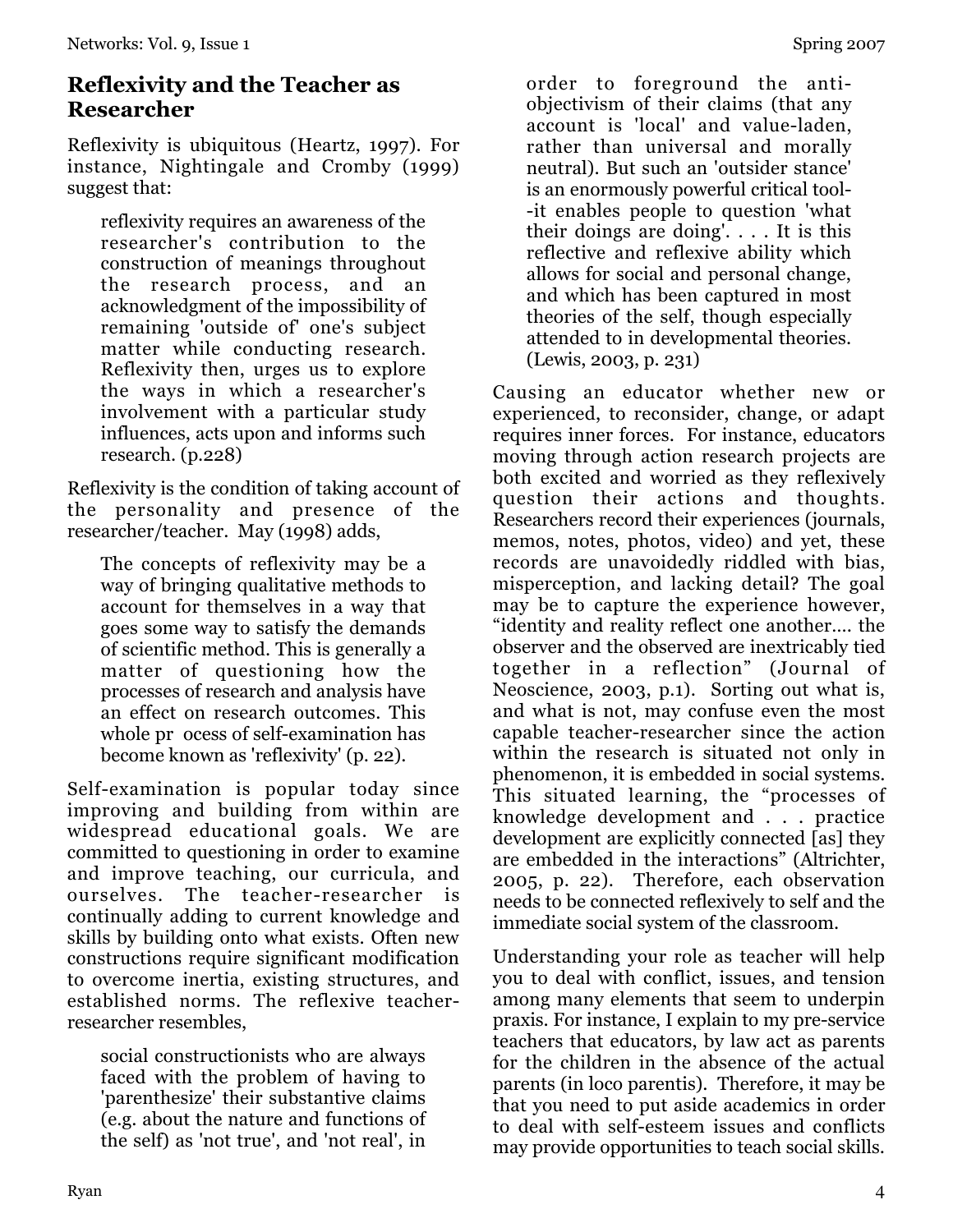## Reflexivity and the Teacher as Researcher

Reflexivity is ubiquitous (Heartz, 1997). For instance, Nightingale and Cromby (1999) suggest that:

> reflexivity requires an awareness of the researcher's contribution to the construction of meanings throughout the research process, and an acknowledgment of the impossibility of remaining 'outside of' one's subject matter while conducting research. Reflexivity then, urges us to explore the ways in which a researcher's involvement with a particular study influences, acts upon and informs such research. (p.228)

Reflexivity is the condition of taking account of the personality and presence of the researcher/teacher. May (1998) adds,

> The concepts of reflexivity may be a way of bringing qualitative methods to account for themselves in a way that goes some way to satisfy the demands of scientific method. This is generally a matter of questioning how the processes of research and analysis have an effect on research outcomes. This whole pr ocess of self-examination has become known as 'reflexivity' (p. 22).

Self-examination is popular today since improving and building from within are widespread educational goals. We are committed to questioning in order to examine and improve teaching, our curricula, and ourselves. The teacher-researcher is continually adding to current knowledge and skills by building onto what exists. Often new constructions require significant modification to overcome inertia, existing structures, and established norms. The reflexive teacher-researcher resembles,

> social constructionists who are always faced with the problem of having to 'parenthesize' their substantive claims (e.g. about the nature and functions of the self) as 'not true', and 'not real', in order to foreground the anti-objectivism of their claims (that any account is 'local' and value-laden, rather than universal and morally neutral). But such an 'outsider stance' is an enormously powerful critical tool--it enables people to question 'what their doings are doing'. . . . It is this reflective and reflexive ability which allows for social and personal change, and which has been captured in most theories of the self, though especially attended to in developmental theories. (Lewis, 2003, p. 231)

Causing an educator whether new or experienced, to reconsider, change, or adapt requires inner forces. For instance, educators moving through action research projects are both excited and worried as they reflexively question their actions and thoughts. Researchers record their experiences (journals, memos, notes, photos, video) and yet, these records are unavoidedly riddled with bias, misperception, and lacking detail? The goal may be to capture the experience however, "identity and reality reflect one another.... the observer and the observed are inextricably tied together in a reflection" (Journal of Neoscience, 2003, p.1). Sorting out what is, and what is not, may confuse even the most capable teacher-researcher since the action within the research is situated not only in phenomenon, it is embedded in social systems. This situated learning, the "processes of knowledge development and . . . practice development are explicitly connected [as] they are embedded in the interactions" (Altrichter, 2005, p. 22). Therefore, each observation needs to be connected reflexively to self and the immediate social system of the classroom.

Understanding your role as teacher will help you to deal with conflict, issues, and tension among many elements that seem to underpin praxis. For instance, I explain to my pre-service teachers that educators, by law act as parents for the children in the absence of the actual parents (in loco parentis). Therefore, it may be that you need to put aside academics in order to deal with self-esteem issues and conflicts may provide opportunities to teach social skills.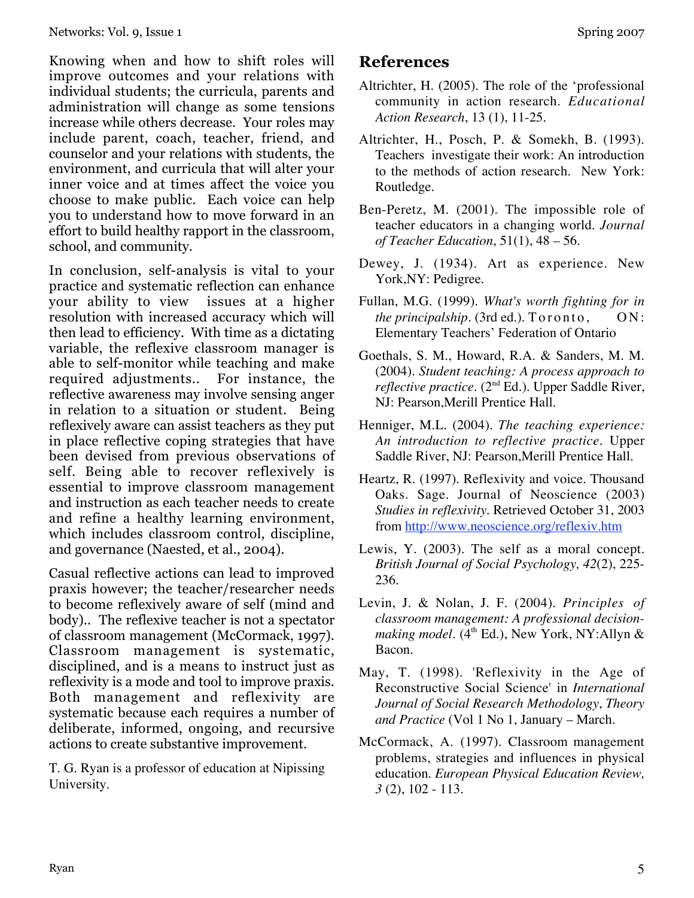Knowing when and how to shift roles will improve outcomes and your relations with individual students; the curricula, parents and administration will change as some tensions increase while others decrease. Your roles may include parent, coach, teacher, friend, and counselor and your relations with students, the environment, and curricula that will alter your inner voice and at times affect the voice you choose to make public. Each voice can help you to understand how to move forward in an effort to build healthy rapport in the classroom, school, and community.

In conclusion, self-analysis is vital to your practice and systematic reflection can enhance your ability to view issues at a higher resolution with increased accuracy which will then lead to efficiency. With time as a dictating variable, the reflexive classroom manager is able to self-monitor while teaching and make required adjustments.. For instance, the reflective awareness may involve sensing anger in relation to a situation or student. Being reflexively aware can assist teachers as they put in place reflective coping strategies that have been devised from previous observations of self. Being able to recover reflexively is essential to improve classroom management and instruction as each teacher needs to create and refine a healthy learning environment, which includes classroom control, discipline, and governance (Naested, et al., 2004).

Casual reflective actions can lead to improved praxis however; the teacher/researcher needs to become reflexively aware of self (mind and body).. The reflexive teacher is not a spectator of classroom management (McCormack, 1997). Classroom management is systematic, disciplined, and is a means to instruct just as reflexivity is a mode and tool to improve praxis. Both management and reflexivity are systematic because each requires a number of deliberate, informed, ongoing, and recursive actions to create substantive improvement.

T. G. Ryan is a professor of education at Nipissing University.

## References

Altrichter, H. (2005). The role of the 'professional community in action research. *Educational Action Research*, 13 (1), 11-25.

Altrichter, H., Posch, P. & Somekh, B. (1993). Teachers investigate their work: An introduction to the methods of action research. New York: Routledge.

Ben-Peretz, M. (2001). The impossible role of teacher educators in a changing world. *Journal of Teacher Education*, 51(1), 48 – 56.

Dewey, J. (1934). Art as experience. New York,NY: Pedigree.

Fullan, M.G. (1999). *What's worth fighting for in the principalship*. (3rd ed.). Toronto, ON: Elementary Teachers' Federation of Ontario

Goethals, S. M., Howard, R.A. & Sanders, M. M. (2004). *Student teaching: A process approach to reflective practice*. (2nd Ed.). Upper Saddle River, NJ: Pearson,Merill Prentice Hall.

Henniger, M.L. (2004). *The teaching experience: An introduction to reflective practice*. Upper Saddle River, NJ: Pearson,Merill Prentice Hall.

Heartz, R. (1997). Reflexivity and voice. Thousand Oaks. Sage. Journal of Neoscience (2003) *Studies in reflexivity*. Retrieved October 31, 2003 from http://www.neoscience.org/reflexiv.htm

Lewis, Y. (2003). The self as a moral concept. *British Journal of Social Psychology, 42*(2), 225-236.

Levin, J. & Nolan, J. F. (2004). *Principles of classroom management: A professional decision-making model*. (4th Ed.), New York, NY:Allyn & Bacon.

May, T. (1998). 'Reflexivity in the Age of Reconstructive Social Science' in *International Journal of Social Research Methodology*, *Theory and Practice* (Vol 1 No 1, January – March.

McCormack, A. (1997). Classroom management problems, strategies and influences in physical education. *European Physical Education Review, 3* (2), 102 - 113.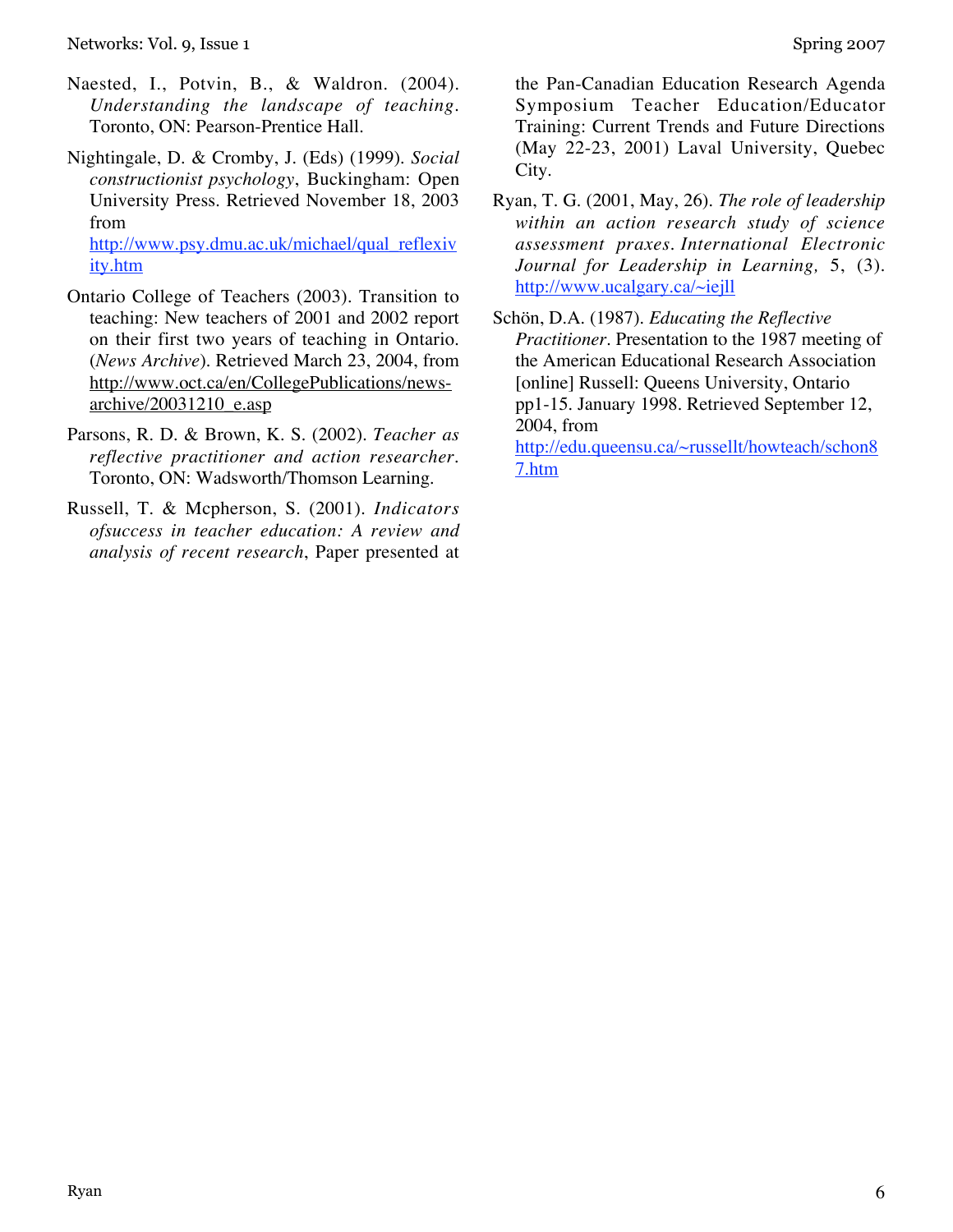Naested, I., Potvin, B., & Waldron. (2004). *Understanding the landscape of teaching*. Toronto, ON: Pearson-Prentice Hall.

Nightingale, D. & Cromby, J. (Eds) (1999). *Social constructionist psychology*, Buckingham: Open University Press. Retrieved November 18, 2003 from http://www.psy.dmu.ac.uk/michael/qual_reflexivity.htm

Ontario College of Teachers (2003). Transition to teaching: New teachers of 2001 and 2002 report on their first two years of teaching in Ontario. (*News Archive*). Retrieved March 23, 2004, from http://www.oct.ca/en/CollegePublications/news-archive/20031210_e.asp

Parsons, R. D. & Brown, K. S. (2002). *Teacher as reflective practitioner and action researcher*. Toronto, ON: Wadsworth/Thomson Learning.

Russell, T. & Mcpherson, S. (2001). *Indicators ofsuccess in teacher education: A review and analysis of recent research*, Paper presented at the Pan-Canadian Education Research Agenda Symposium Teacher Education/Educator Training: Current Trends and Future Directions (May 22-23, 2001) Laval University, Quebec City.

Ryan, T. G. (2001, May, 26). *The role of leadership within an action research study of science assessment praxes. International Electronic Journal for Leadership in Learning,* 5, (3). http://www.ucalgary.ca/~iejll

Schön, D.A. (1987). *Educating the Reflective Practitioner*. Presentation to the 1987 meeting of the American Educational Research Association [online] Russell: Queens University, Ontario pp1-15. January 1998. Retrieved September 12, 2004, from http://edu.queensu.ca/~russellt/howteach/schon87.htm